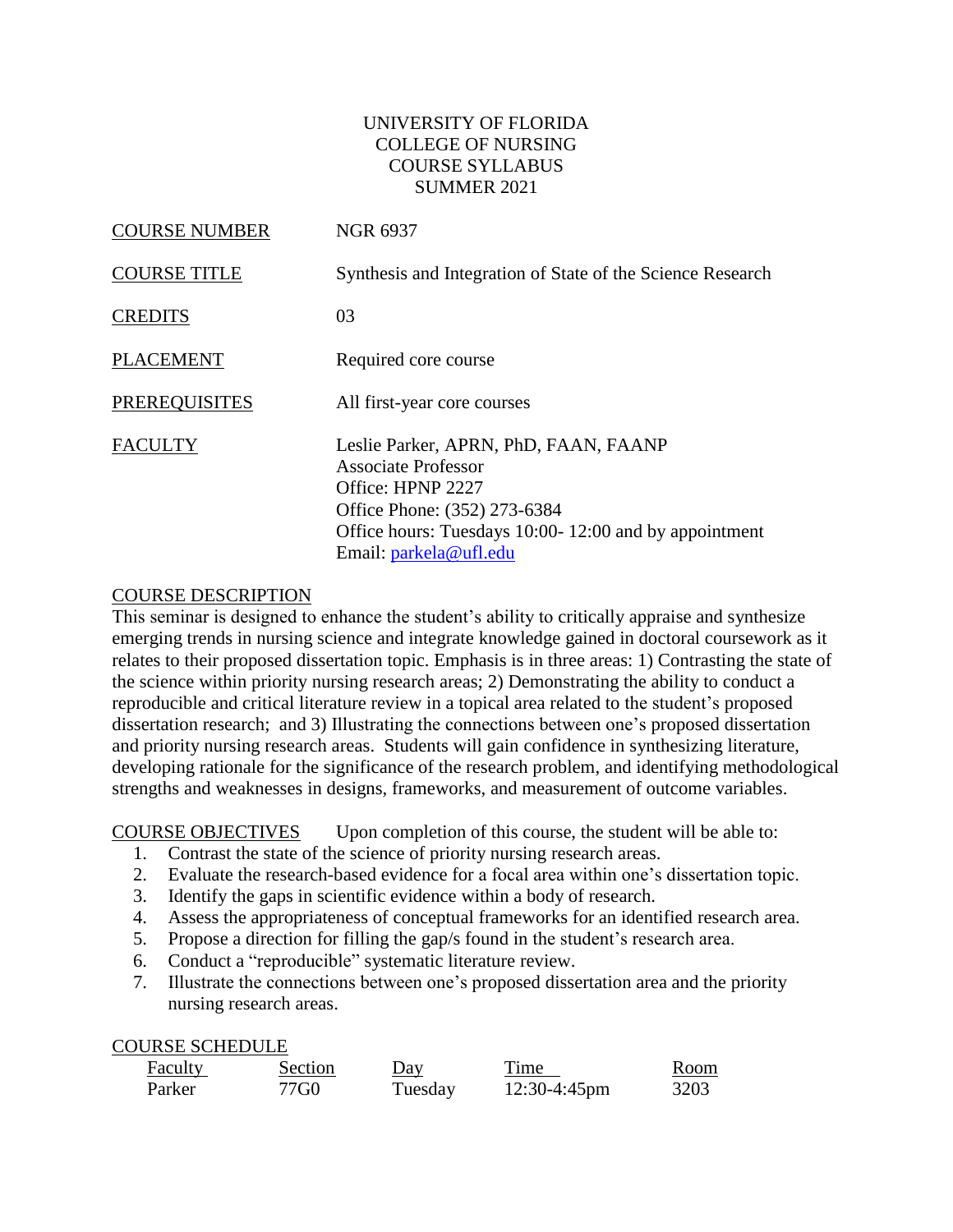# UNIVERSITY OF FLORIDA
## COLLEGE OF NURSING
## COURSE SYLLABUS
## SUMMER 2021

| | |
|---|---|
| COURSE NUMBER | NGR 6937 |
| COURSE TITLE | Synthesis and Integration of State of the Science Research |
| CREDITS | 03 |
| PLACEMENT | Required core course |
| PREREQUISITES | All first-year core courses |
| FACULTY | Leslie Parker, APRN, PhD, FAAN, FAANP<br>Associate Professor<br>Office: HPNP 2227<br>Office Phone: (352) 273-6384<br>Office hours: Tuesdays 10:00- 12:00 and by appointment<br>Email: parkela@ufl.edu |

**COURSE DESCRIPTION**

This seminar is designed to enhance the student's ability to critically appraise and synthesize emerging trends in nursing science and integrate knowledge gained in doctoral coursework as it relates to their proposed dissertation topic. Emphasis is in three areas: 1) Contrasting the state of the science within priority nursing research areas; 2) Demonstrating the ability to conduct a reproducible and critical literature review in a topical area related to the student's proposed dissertation research; and 3) Illustrating the connections between one's proposed dissertation and priority nursing research areas. Students will gain confidence in synthesizing literature, developing rationale for the significance of the research problem, and identifying methodological strengths and weaknesses in designs, frameworks, and measurement of outcome variables.

**COURSE OBJECTIVES** Upon completion of this course, the student will be able to:

1. Contrast the state of the science of priority nursing research areas.
2. Evaluate the research-based evidence for a focal area within one's dissertation topic.
3. Identify the gaps in scientific evidence within a body of research.
4. Assess the appropriateness of conceptual frameworks for an identified research area.
5. Propose a direction for filling the gap/s found in the student's research area.
6. Conduct a "reproducible" systematic literature review.
7. Illustrate the connections between one's proposed dissertation area and the priority nursing research areas.

**COURSE SCHEDULE**

| Faculty | Section | Day | Time | Room |
|---|---|---|---|---|
| Parker | 77G0 | Tuesday | 12:30-4:45pm | 3203 |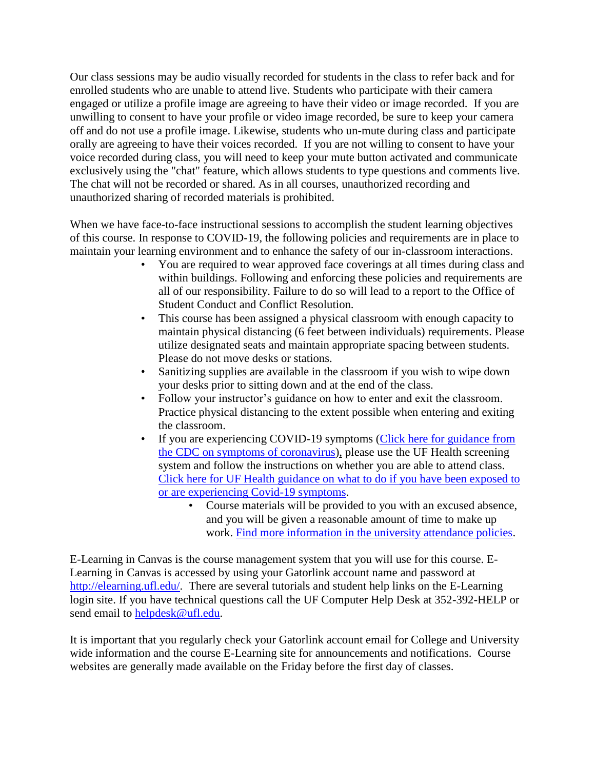Our class sessions may be audio visually recorded for students in the class to refer back and for enrolled students who are unable to attend live. Students who participate with their camera engaged or utilize a profile image are agreeing to have their video or image recorded. If you are unwilling to consent to have your profile or video image recorded, be sure to keep your camera off and do not use a profile image. Likewise, students who un-mute during class and participate orally are agreeing to have their voices recorded. If you are not willing to consent to have your voice recorded during class, you will need to keep your mute button activated and communicate exclusively using the "chat" feature, which allows students to type questions and comments live. The chat will not be recorded or shared. As in all courses, unauthorized recording and unauthorized sharing of recorded materials is prohibited.

When we have face-to-face instructional sessions to accomplish the student learning objectives of this course. In response to COVID-19, the following policies and requirements are in place to maintain your learning environment and to enhance the safety of our in-classroom interactions.

- You are required to wear approved face coverings at all times during class and within buildings. Following and enforcing these policies and requirements are all of our responsibility. Failure to do so will lead to a report to the Office of Student Conduct and Conflict Resolution.
- This course has been assigned a physical classroom with enough capacity to maintain physical distancing (6 feet between individuals) requirements. Please utilize designated seats and maintain appropriate spacing between students. Please do not move desks or stations.
- Sanitizing supplies are available in the classroom if you wish to wipe down your desks prior to sitting down and at the end of the class.
- Follow your instructor's guidance on how to enter and exit the classroom. Practice physical distancing to the extent possible when entering and exiting the classroom.
- If you are experiencing COVID-19 symptoms (Click here for guidance from the CDC on symptoms of coronavirus), please use the UF Health screening system and follow the instructions on whether you are able to attend class. Click here for UF Health guidance on what to do if you have been exposed to or are experiencing Covid-19 symptoms.
    - Course materials will be provided to you with an excused absence, and you will be given a reasonable amount of time to make up work. Find more information in the university attendance policies.

E-Learning in Canvas is the course management system that you will use for this course. E-Learning in Canvas is accessed by using your Gatorlink account name and password at http://elearning.ufl.edu/. There are several tutorials and student help links on the E-Learning login site. If you have technical questions call the UF Computer Help Desk at 352-392-HELP or send email to helpdesk@ufl.edu.

It is important that you regularly check your Gatorlink account email for College and University wide information and the course E-Learning site for announcements and notifications. Course websites are generally made available on the Friday before the first day of classes.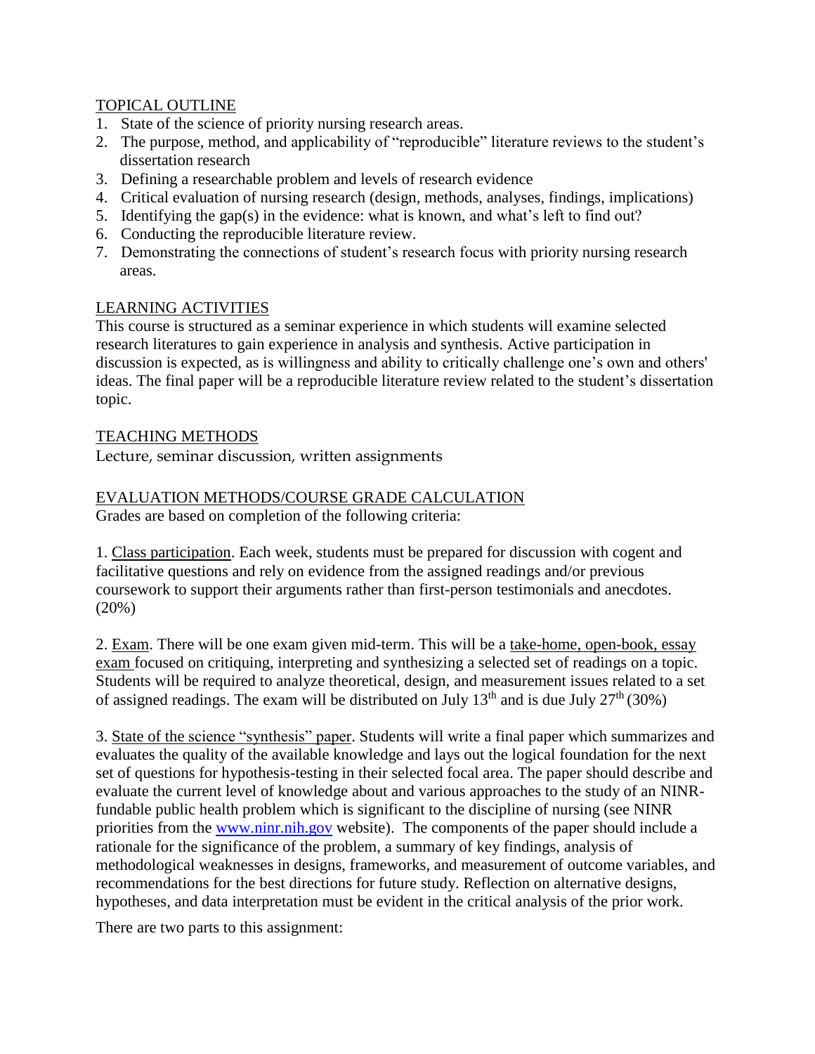## TOPICAL OUTLINE

1. State of the science of priority nursing research areas.
2. The purpose, method, and applicability of "reproducible" literature reviews to the student's dissertation research
3. Defining a researchable problem and levels of research evidence
4. Critical evaluation of nursing research (design, methods, analyses, findings, implications)
5. Identifying the gap(s) in the evidence: what is known, and what's left to find out?
6. Conducting the reproducible literature review.
7. Demonstrating the connections of student's research focus with priority nursing research areas.

## LEARNING ACTIVITIES

This course is structured as a seminar experience in which students will examine selected research literatures to gain experience in analysis and synthesis. Active participation in discussion is expected, as is willingness and ability to critically challenge one's own and others' ideas. The final paper will be a reproducible literature review related to the student's dissertation topic.

## TEACHING METHODS

Lecture, seminar discussion, written assignments

## EVALUATION METHODS/COURSE GRADE CALCULATION

Grades are based on completion of the following criteria:

1. Class participation. Each week, students must be prepared for discussion with cogent and facilitative questions and rely on evidence from the assigned readings and/or previous coursework to support their arguments rather than first-person testimonials and anecdotes. (20%)

2. Exam. There will be one exam given mid-term. This will be a take-home, open-book, essay exam focused on critiquing, interpreting and synthesizing a selected set of readings on a topic. Students will be required to analyze theoretical, design, and measurement issues related to a set of assigned readings. The exam will be distributed on July 13th and is due July 27th (30%)

3. State of the science "synthesis" paper. Students will write a final paper which summarizes and evaluates the quality of the available knowledge and lays out the logical foundation for the next set of questions for hypothesis-testing in their selected focal area. The paper should describe and evaluate the current level of knowledge about and various approaches to the study of an NINR-fundable public health problem which is significant to the discipline of nursing (see NINR priorities from the [www.ninr.nih.gov](http://www.ninr.nih.gov) website). The components of the paper should include a rationale for the significance of the problem, a summary of key findings, analysis of methodological weaknesses in designs, frameworks, and measurement of outcome variables, and recommendations for the best directions for future study. Reflection on alternative designs, hypotheses, and data interpretation must be evident in the critical analysis of the prior work.

There are two parts to this assignment: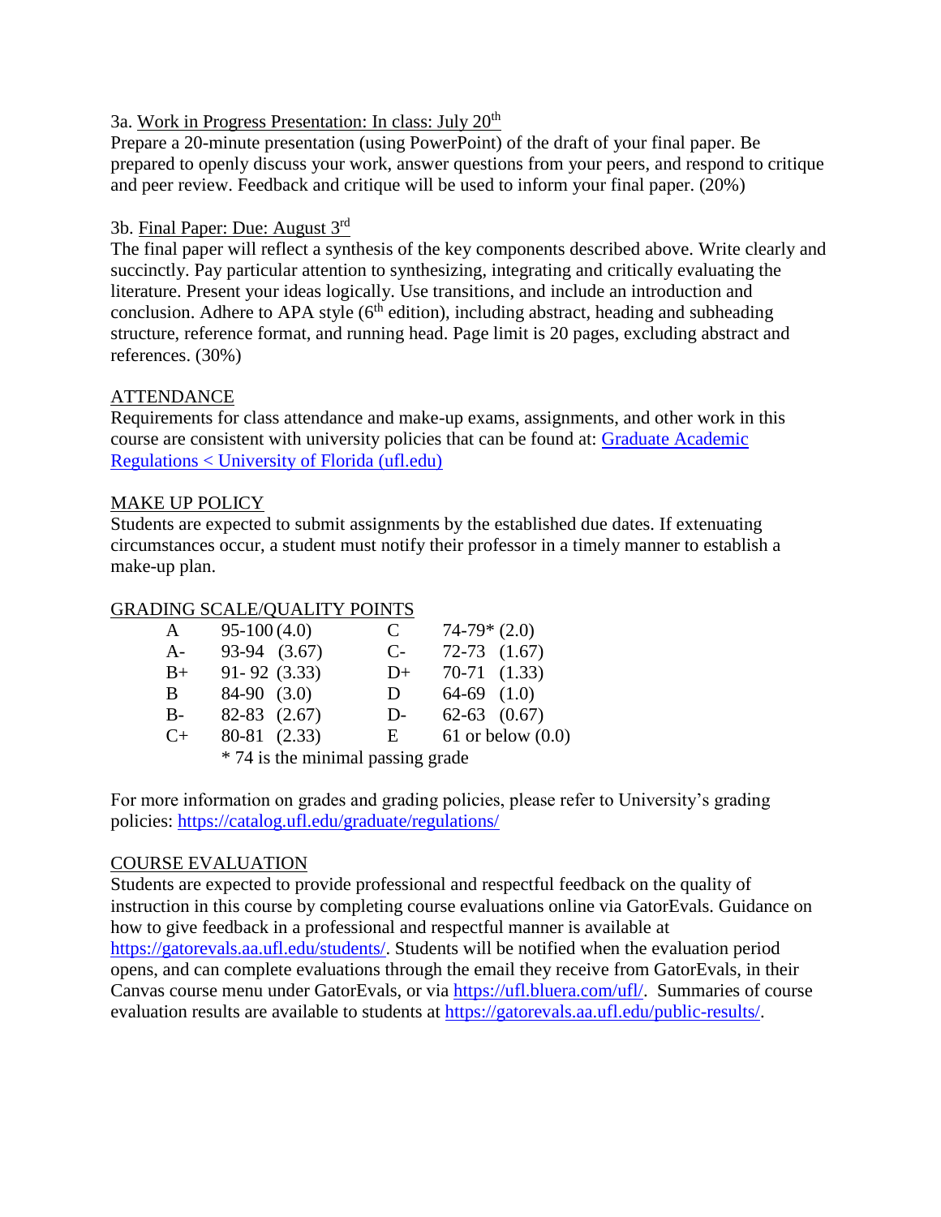3a. Work in Progress Presentation: In class: July 20th

Prepare a 20-minute presentation (using PowerPoint) of the draft of your final paper. Be prepared to openly discuss your work, answer questions from your peers, and respond to critique and peer review. Feedback and critique will be used to inform your final paper. (20%)

3b. Final Paper: Due: August 3rd

The final paper will reflect a synthesis of the key components described above. Write clearly and succinctly. Pay particular attention to synthesizing, integrating and critically evaluating the literature. Present your ideas logically. Use transitions, and include an introduction and conclusion. Adhere to APA style (6th edition), including abstract, heading and subheading structure, reference format, and running head. Page limit is 20 pages, excluding abstract and references. (30%)

## ATTENDANCE

Requirements for class attendance and make-up exams, assignments, and other work in this course are consistent with university policies that can be found at: [Graduate Academic Regulations < University of Florida (ufl.edu)](https://catalog.ufl.edu/graduate/regulations/)

## MAKE UP POLICY

Students are expected to submit assignments by the established due dates. If extenuating circumstances occur, a student must notify their professor in a timely manner to establish a make-up plan.

## GRADING SCALE/QUALITY POINTS

| | | | |
|---|---|---|---|
| A | 95-100 (4.0) | C | 74-79* (2.0) |
| A- | 93-94 (3.67) | C- | 72-73 (1.67) |
| B+ | 91- 92 (3.33) | D+ | 70-71 (1.33) |
| B | 84-90 (3.0) | D | 64-69 (1.0) |
| B- | 82-83 (2.67) | D- | 62-63 (0.67) |
| C+ | 80-81 (2.33) | E | 61 or below (0.0) |

\* 74 is the minimal passing grade

For more information on grades and grading policies, please refer to University's grading policies: https://catalog.ufl.edu/graduate/regulations/

## COURSE EVALUATION

Students are expected to provide professional and respectful feedback on the quality of instruction in this course by completing course evaluations online via GatorEvals. Guidance on how to give feedback in a professional and respectful manner is available at https://gatorevals.aa.ufl.edu/students/. Students will be notified when the evaluation period opens, and can complete evaluations through the email they receive from GatorEvals, in their Canvas course menu under GatorEvals, or via https://ufl.bluera.com/ufl/. Summaries of course evaluation results are available to students at https://gatorevals.aa.ufl.edu/public-results/.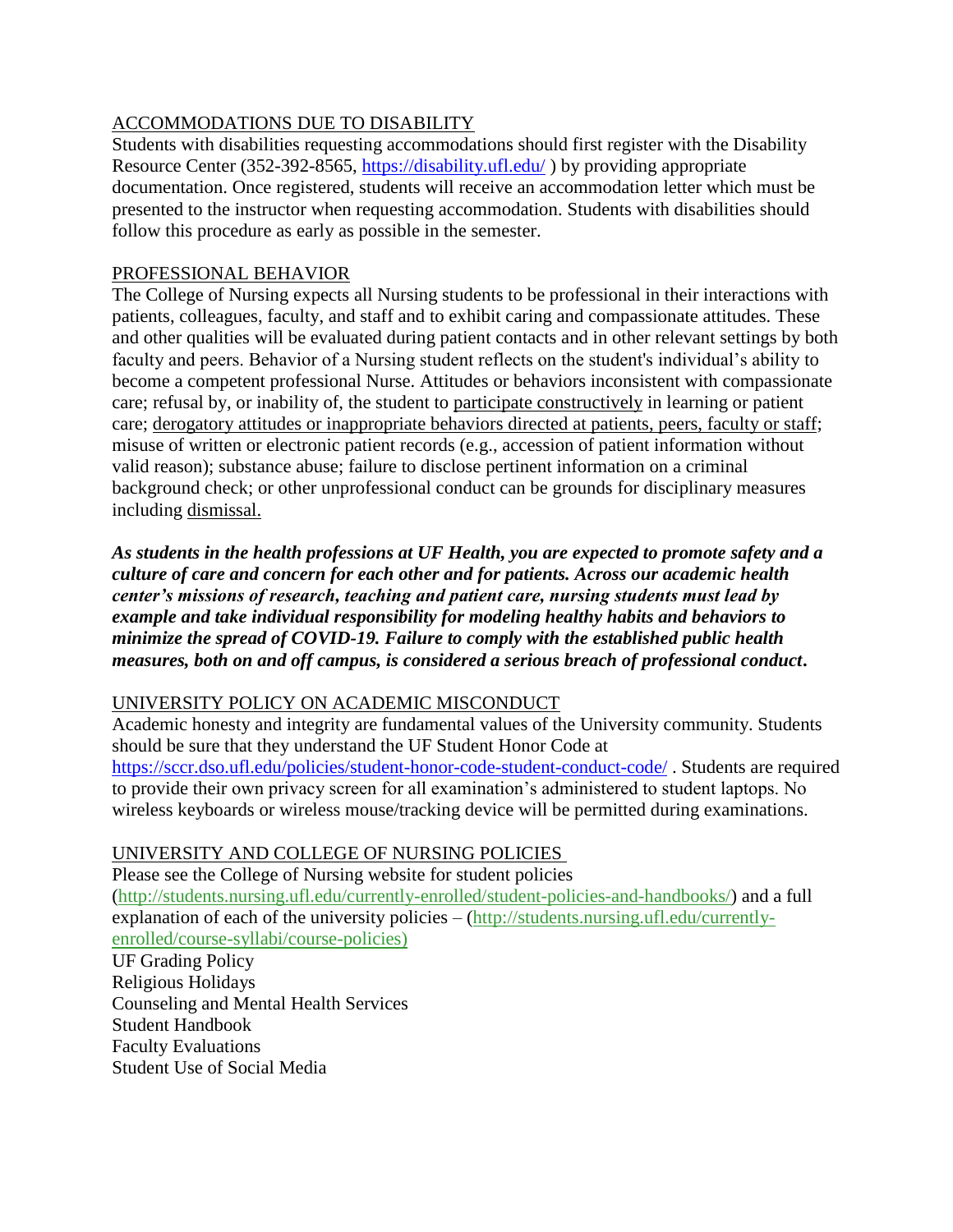## ACCOMMODATIONS DUE TO DISABILITY

Students with disabilities requesting accommodations should first register with the Disability Resource Center (352-392-8565, https://disability.ufl.edu/ ) by providing appropriate documentation. Once registered, students will receive an accommodation letter which must be presented to the instructor when requesting accommodation. Students with disabilities should follow this procedure as early as possible in the semester.

## PROFESSIONAL BEHAVIOR

The College of Nursing expects all Nursing students to be professional in their interactions with patients, colleagues, faculty, and staff and to exhibit caring and compassionate attitudes. These and other qualities will be evaluated during patient contacts and in other relevant settings by both faculty and peers. Behavior of a Nursing student reflects on the student's individual's ability to become a competent professional Nurse. Attitudes or behaviors inconsistent with compassionate care; refusal by, or inability of, the student to participate constructively in learning or patient care; derogatory attitudes or inappropriate behaviors directed at patients, peers, faculty or staff; misuse of written or electronic patient records (e.g., accession of patient information without valid reason); substance abuse; failure to disclose pertinent information on a criminal background check; or other unprofessional conduct can be grounds for disciplinary measures including dismissal.

***As students in the health professions at UF Health, you are expected to promote safety and a culture of care and concern for each other and for patients. Across our academic health center's missions of research, teaching and patient care, nursing students must lead by example and take individual responsibility for modeling healthy habits and behaviors to minimize the spread of COVID-19. Failure to comply with the established public health measures, both on and off campus, is considered a serious breach of professional conduct.***

## UNIVERSITY POLICY ON ACADEMIC MISCONDUCT

Academic honesty and integrity are fundamental values of the University community. Students should be sure that they understand the UF Student Honor Code at https://sccr.dso.ufl.edu/policies/student-honor-code-student-conduct-code/ . Students are required to provide their own privacy screen for all examination's administered to student laptops. No wireless keyboards or wireless mouse/tracking device will be permitted during examinations.

## UNIVERSITY AND COLLEGE OF NURSING POLICIES

Please see the College of Nursing website for student policies (http://students.nursing.ufl.edu/currently-enrolled/student-policies-and-handbooks/) and a full explanation of each of the university policies – (http://students.nursing.ufl.edu/currently-enrolled/course-syllabi/course-policies)

UF Grading Policy
Religious Holidays
Counseling and Mental Health Services
Student Handbook
Faculty Evaluations
Student Use of Social Media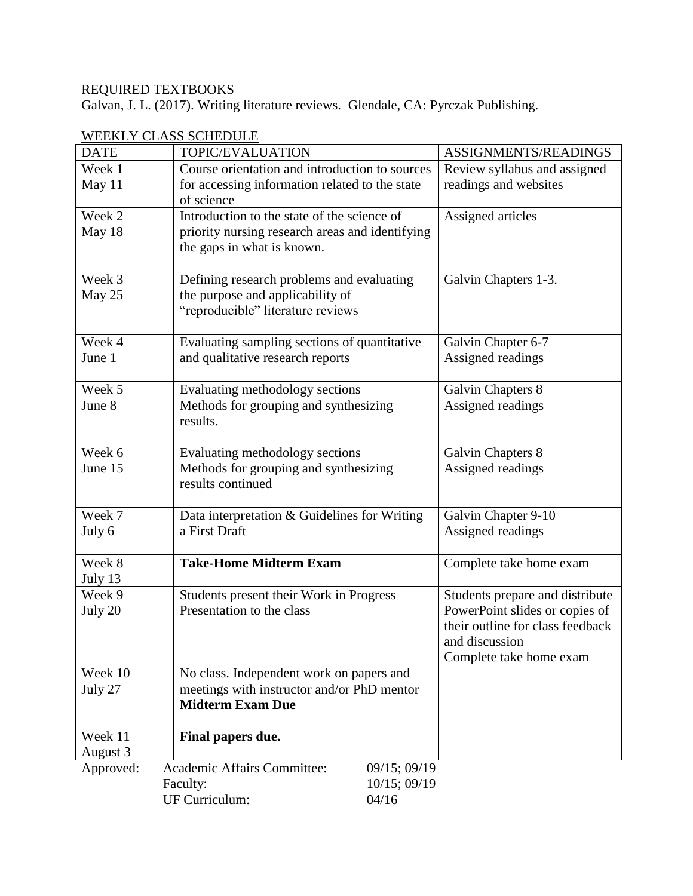REQUIRED TEXTBOOKS

Galvan, J. L. (2017). Writing literature reviews. Glendale, CA: Pyrczak Publishing.

WEEKLY CLASS SCHEDULE

| DATE | TOPIC/EVALUATION | ASSIGNMENTS/READINGS |
|---|---|---|
| Week 1<br>May 11 | Course orientation and introduction to sources for accessing information related to the state of science | Review syllabus and assigned readings and websites |
| Week 2<br>May 18 | Introduction to the state of the science of priority nursing research areas and identifying the gaps in what is known. | Assigned articles |
| Week 3<br>May 25 | Defining research problems and evaluating the purpose and applicability of "reproducible" literature reviews | Galvin Chapters 1-3. |
| Week 4<br>June 1 | Evaluating sampling sections of quantitative and qualitative research reports | Galvin Chapter 6-7<br>Assigned readings |
| Week 5<br>June 8 | Evaluating methodology sections<br>Methods for grouping and synthesizing results. | Galvin Chapters 8<br>Assigned readings |
| Week 6<br>June 15 | Evaluating methodology sections<br>Methods for grouping and synthesizing results continued | Galvin Chapters 8<br>Assigned readings |
| Week 7<br>July 6 | Data interpretation & Guidelines for Writing a First Draft | Galvin Chapter 9-10<br>Assigned readings |
| Week 8<br>July 13 | **Take-Home Midterm Exam** | Complete take home exam |
| Week 9<br>July 20 | Students present their Work in Progress Presentation to the class | Students prepare and distribute PowerPoint slides or copies of their outline for class feedback and discussion<br>Complete take home exam |
| Week 10<br>July 27 | No class. Independent work on papers and meetings with instructor and/or PhD mentor<br>**Midterm Exam Due** | |
| Week 11<br>August 3 | **Final papers due.** | |

| | | |
|---|---|---|
| Approved: | Academic Affairs Committee: | 09/15; 09/19 |
| | Faculty: | 10/15; 09/19 |
| | UF Curriculum: | 04/16 |